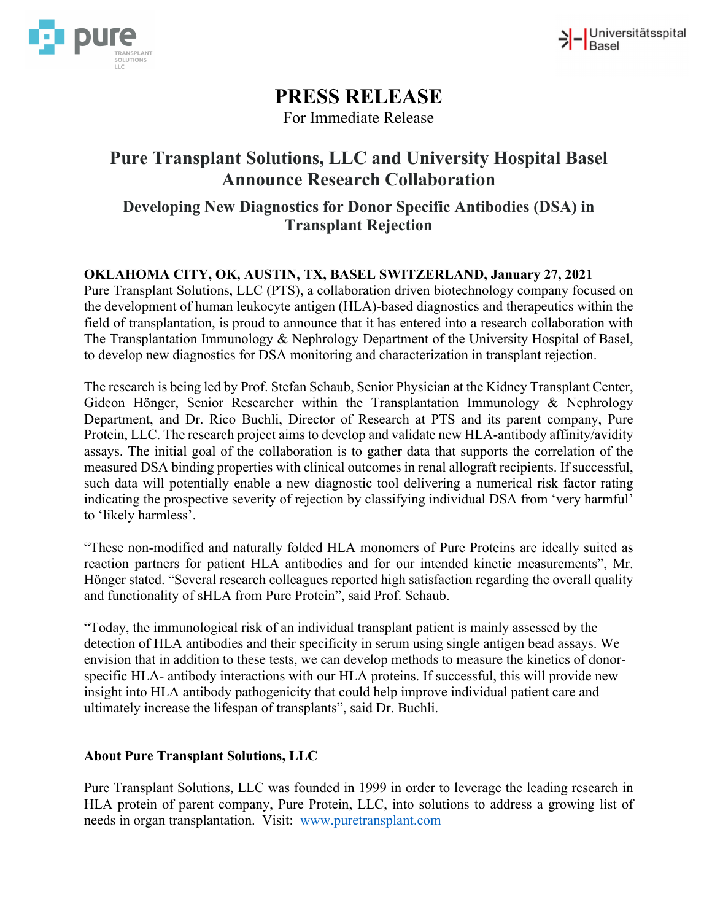# PRESS RELEASE

For Immediate Release

## Pure Transplant Solutions, LLC and University Hospital Basel Announce Research Collaboration

### Developing New Diagnostics for Donor Specific Antibodies (DSA) in Transplant Rejection

**OKLAHOMA CITY, OK, AUSTIN, TX, BASEL SWITZERLAND, January 27, 2021**
Pure Transplant Solutions, LLC (PTS), a collaboration driven biotechnology company focused on the development of human leukocyte antigen (HLA)-based diagnostics and therapeutics within the field of transplantation, is proud to announce that it has entered into a research collaboration with The Transplantation Immunology & Nephrology Department of the University Hospital of Basel, to develop new diagnostics for DSA monitoring and characterization in transplant rejection.

The research is being led by Prof. Stefan Schaub, Senior Physician at the Kidney Transplant Center, Gideon Hönger, Senior Researcher within the Transplantation Immunology & Nephrology Department, and Dr. Rico Buchli, Director of Research at PTS and its parent company, Pure Protein, LLC. The research project aims to develop and validate new HLA-antibody affinity/avidity assays. The initial goal of the collaboration is to gather data that supports the correlation of the measured DSA binding properties with clinical outcomes in renal allograft recipients. If successful, such data will potentially enable a new diagnostic tool delivering a numerical risk factor rating indicating the prospective severity of rejection by classifying individual DSA from 'very harmful' to 'likely harmless'.

"These non-modified and naturally folded HLA monomers of Pure Proteins are ideally suited as reaction partners for patient HLA antibodies and for our intended kinetic measurements", Mr. Hönger stated. "Several research colleagues reported high satisfaction regarding the overall quality and functionality of sHLA from Pure Protein", said Prof. Schaub.

"Today, the immunological risk of an individual transplant patient is mainly assessed by the detection of HLA antibodies and their specificity in serum using single antigen bead assays. We envision that in addition to these tests, we can develop methods to measure the kinetics of donor-specific HLA- antibody interactions with our HLA proteins. If successful, this will provide new insight into HLA antibody pathogenicity that could help improve individual patient care and ultimately increase the lifespan of transplants", said Dr. Buchli.

### About Pure Transplant Solutions, LLC

Pure Transplant Solutions, LLC was founded in 1999 in order to leverage the leading research in HLA protein of parent company, Pure Protein, LLC, into solutions to address a growing list of needs in organ transplantation. Visit: [www.puretransplant.com](www.puretransplant.com)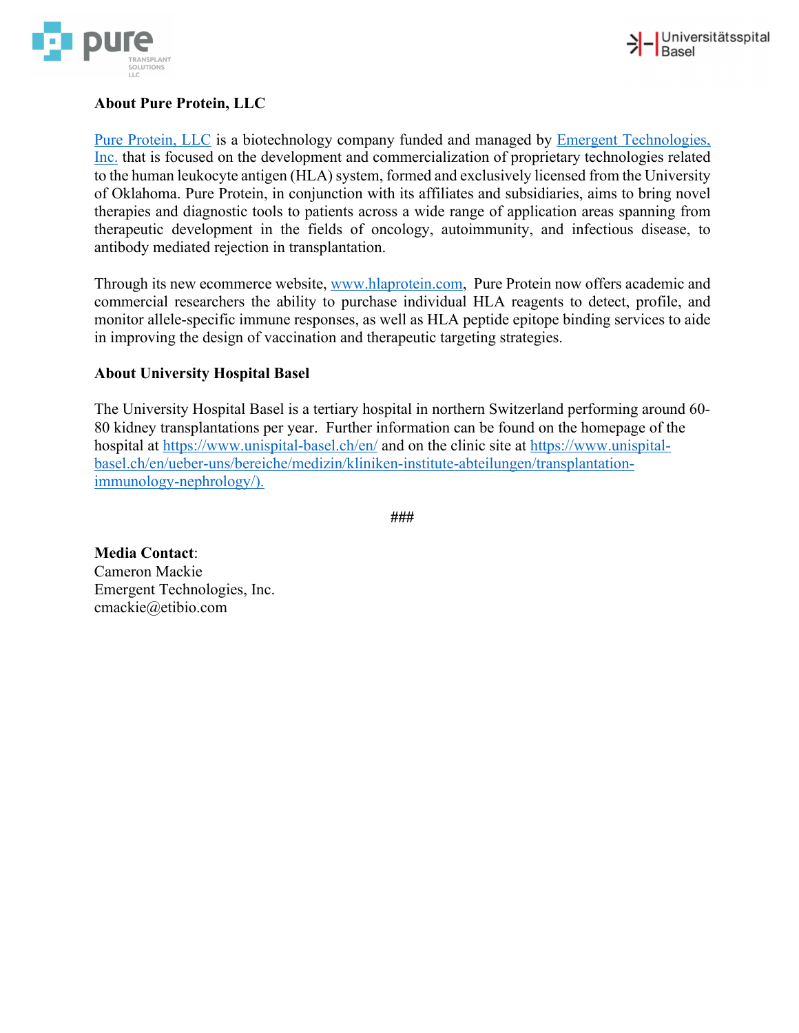## About Pure Protein, LLC

[Pure Protein, LLC](#) is a biotechnology company funded and managed by [Emergent Technologies, Inc.](#) that is focused on the development and commercialization of proprietary technologies related to the human leukocyte antigen (HLA) system, formed and exclusively licensed from the University of Oklahoma. Pure Protein, in conjunction with its affiliates and subsidiaries, aims to bring novel therapies and diagnostic tools to patients across a wide range of application areas spanning from therapeutic development in the fields of oncology, autoimmunity, and infectious disease, to antibody mediated rejection in transplantation.

Through its new ecommerce website, www.hlaprotein.com, Pure Protein now offers academic and commercial researchers the ability to purchase individual HLA reagents to detect, profile, and monitor allele-specific immune responses, as well as HLA peptide epitope binding services to aide in improving the design of vaccination and therapeutic targeting strategies.

## About University Hospital Basel

The University Hospital Basel is a tertiary hospital in northern Switzerland performing around 60-80 kidney transplantations per year. Further information can be found on the homepage of the hospital at https://www.unispital-basel.ch/en/ and on the clinic site at https://www.unispital-basel.ch/en/ueber-uns/bereiche/medizin/kliniken-institute-abteilungen/transplantation-immunology-nephrology/).

###

**Media Contact**:
Cameron Mackie
Emergent Technologies, Inc.
cmackie@etibio.com